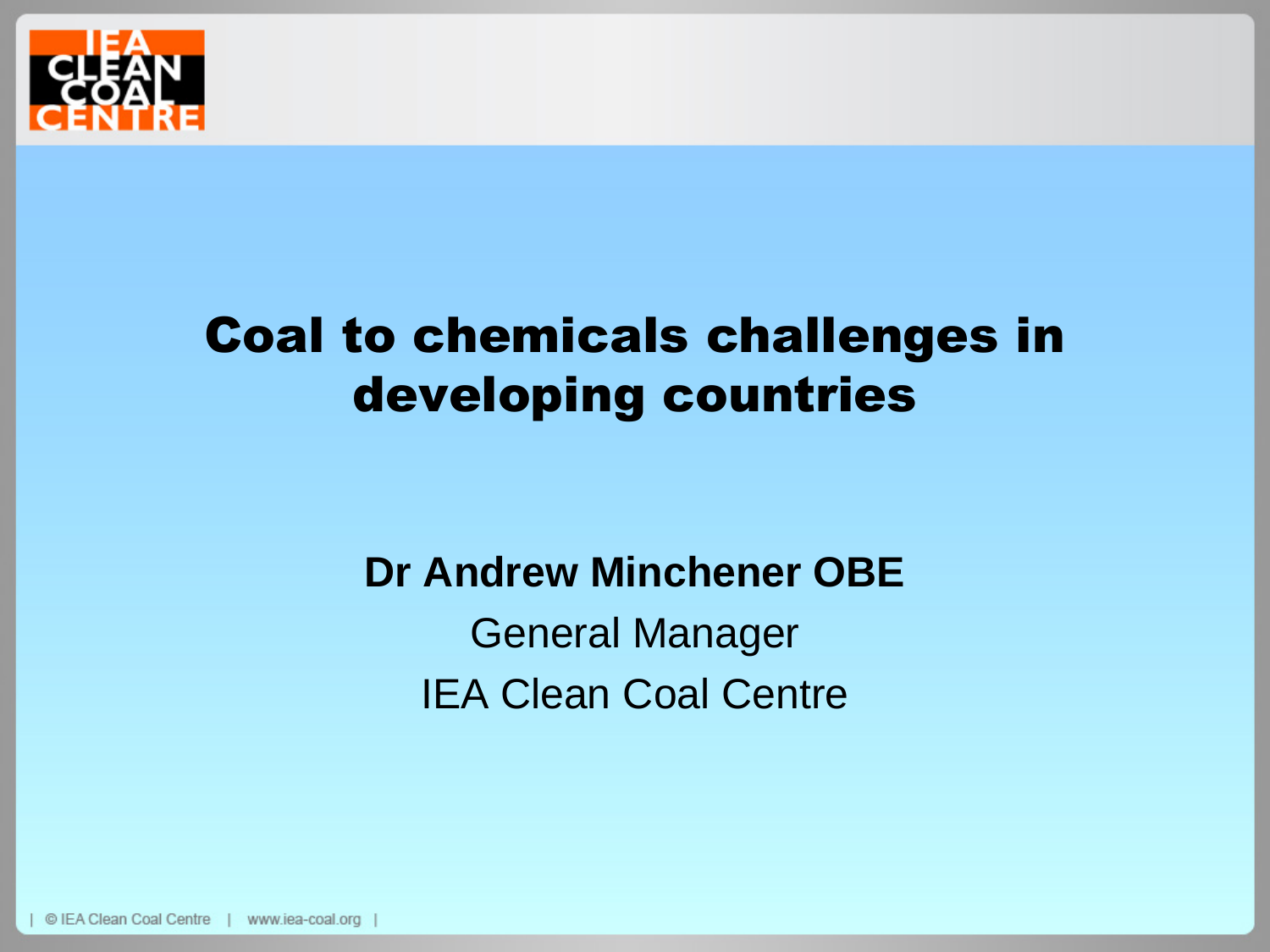# Coal to chemicals challenges in developing countries

**Dr Andrew Minchener OBE**

General Manager

IEA Clean Coal Centre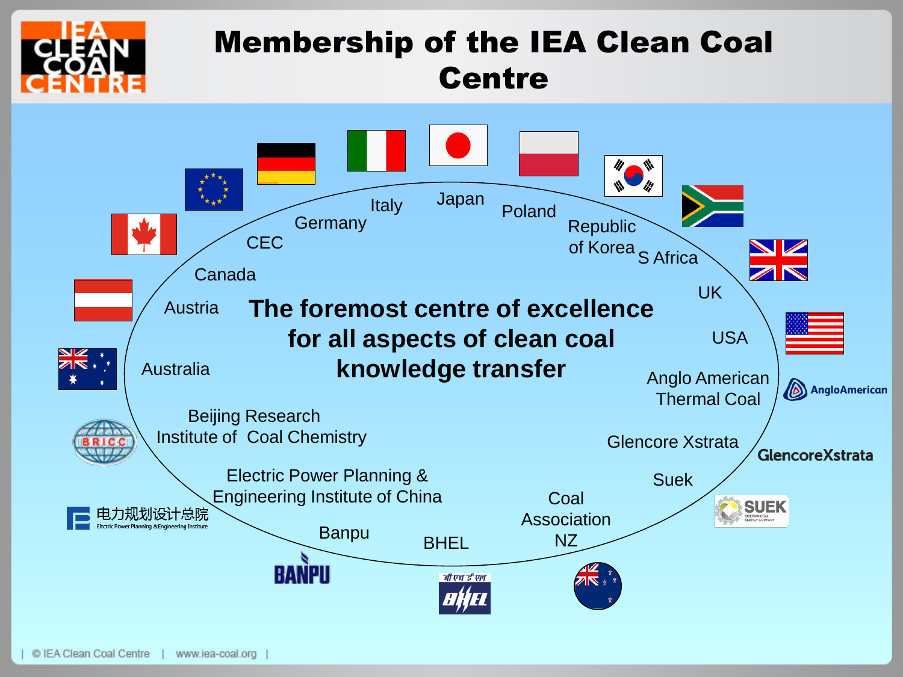# Membership of the IEA Clean Coal Centre

**The foremost centre of excellence for all aspects of clean coal knowledge transfer**

- CEC
- Germany
- Italy
- Japan
- Poland
- Republic of Korea
- S Africa
- UK
- USA
- Anglo American Thermal Coal
- Glencore Xstrata
- Suek
- Coal Association NZ
- BHEL
- Banpu
- Electric Power Planning & Engineering Institute of China
- Beijing Research Institute of Coal Chemistry
- Australia
- Austria
- Canada

| © IEA Clean Coal Centre | www.iea-coal.org |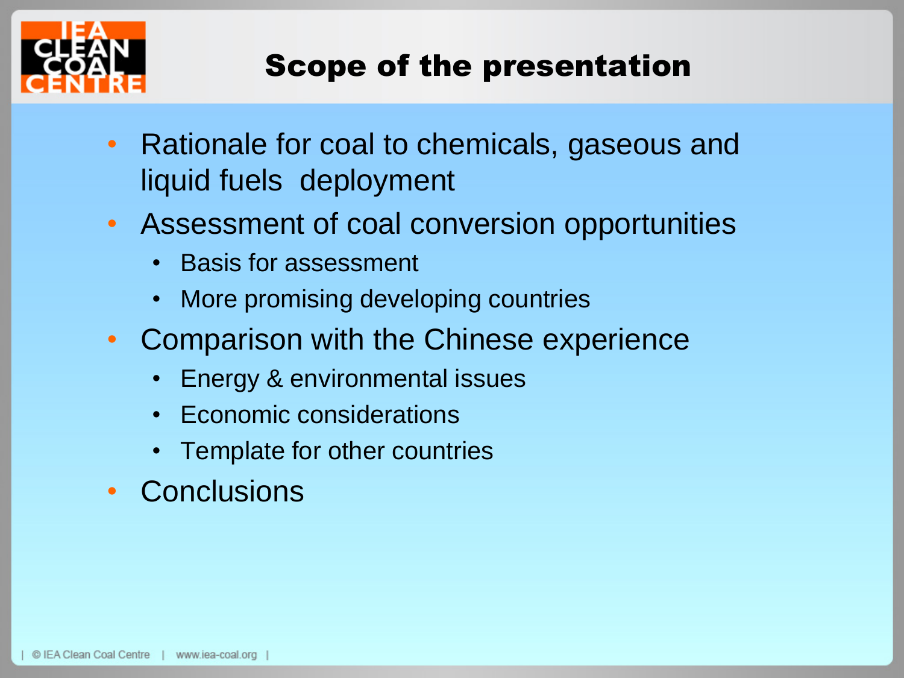# Scope of the presentation

- Rationale for coal to chemicals, gaseous and liquid fuels deployment
- Assessment of coal conversion opportunities
  - Basis for assessment
  - More promising developing countries
- Comparison with the Chinese experience
  - Energy & environmental issues
  - Economic considerations
  - Template for other countries
- Conclusions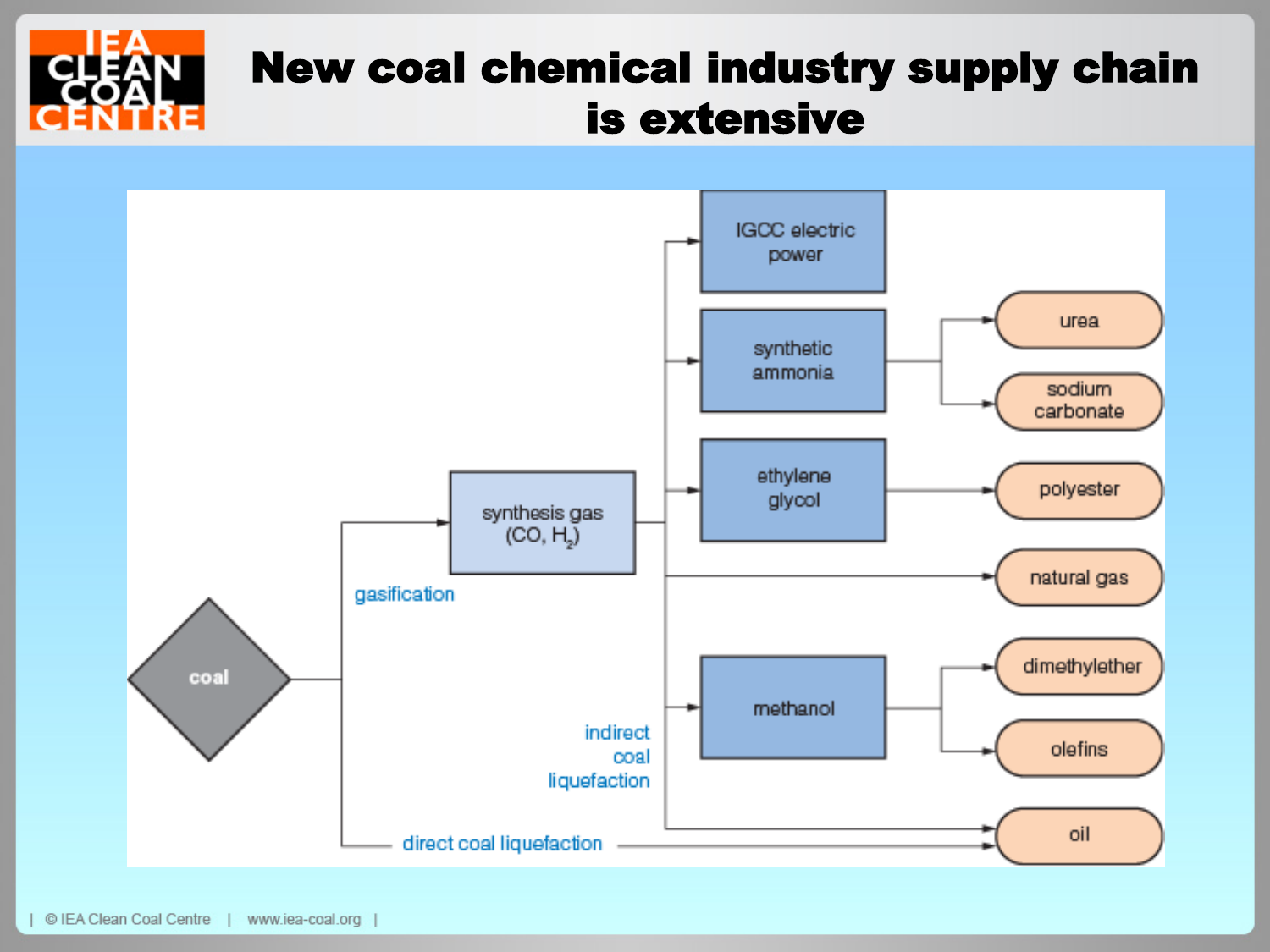# New coal chemical industry supply chain is extensive

- coal
  - gasification → synthesis gas ($CO$, $H_2$)
    - IGCC electric power
    - synthetic ammonia
      - urea
      - sodium carbonate
    - ethylene glycol
      - polyester
    - natural gas
    - methanol
      - dimethylether
      - olefins
    - indirect coal liquefaction → oil
  - direct coal liquefaction → oil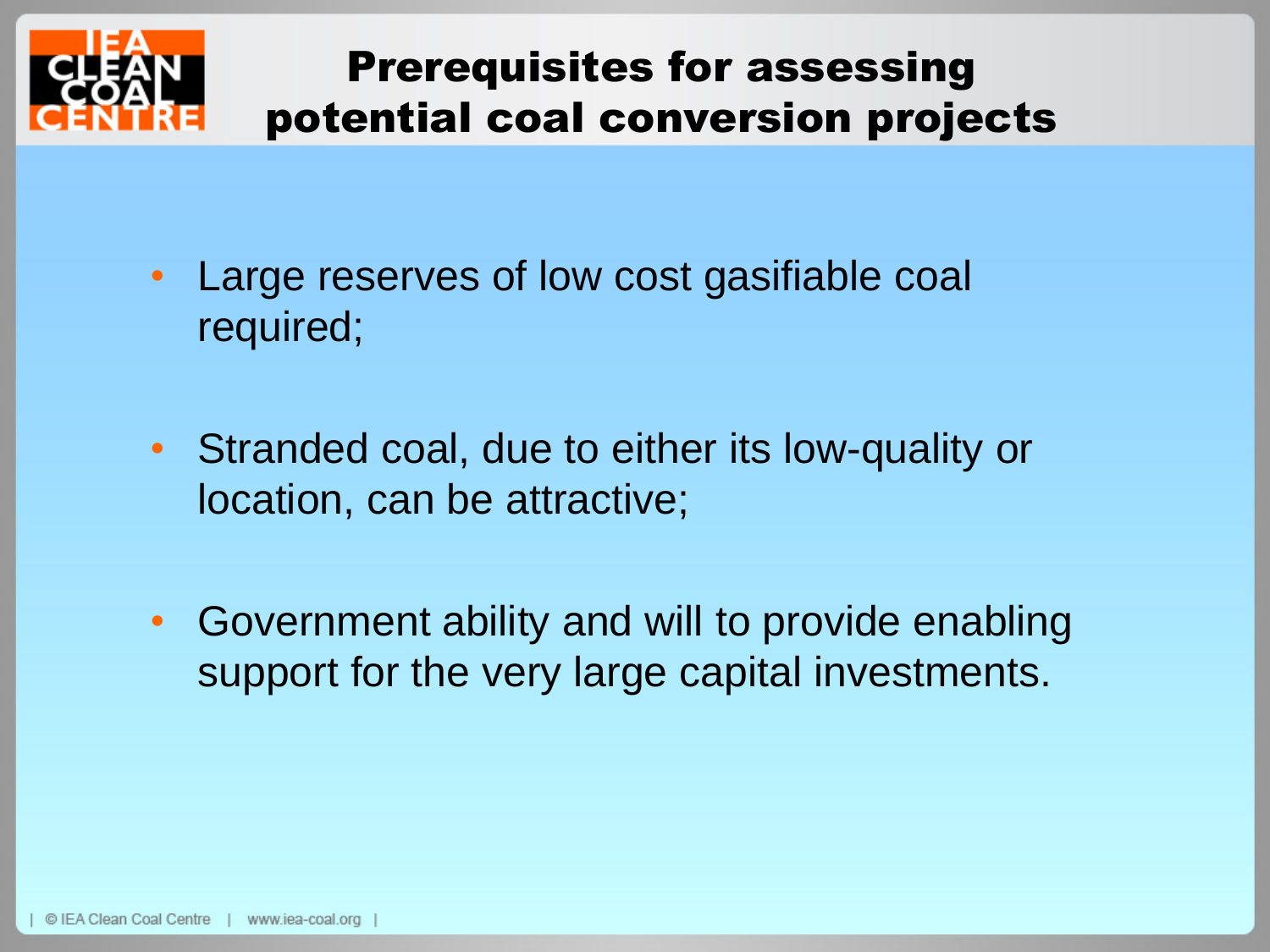# Prerequisites for assessing potential coal conversion projects

- Large reserves of low cost gasifiable coal required;
- Stranded coal, due to either its low-quality or location, can be attractive;
- Government ability and will to provide enabling support for the very large capital investments.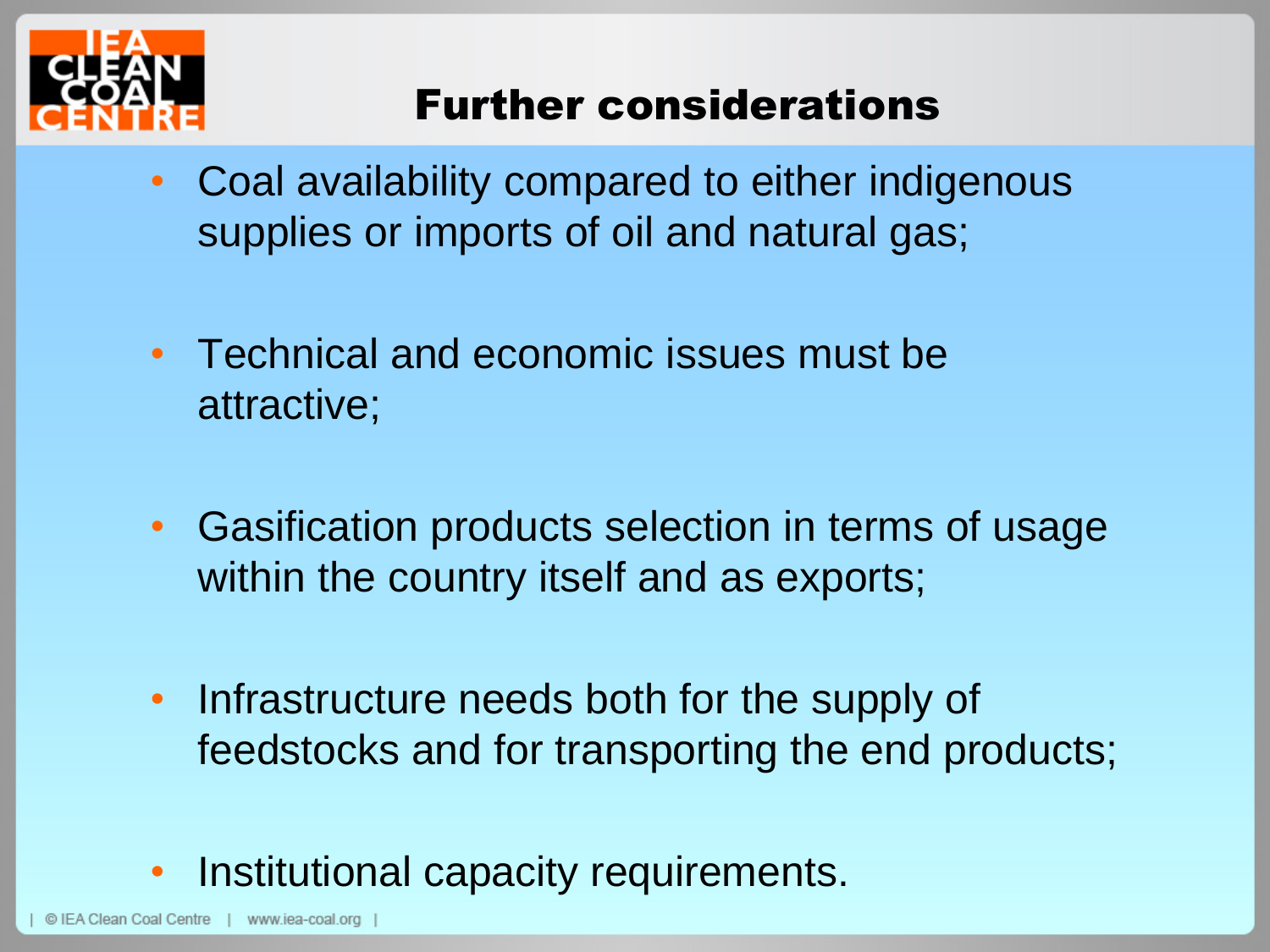# Further considerations

- Coal availability compared to either indigenous supplies or imports of oil and natural gas;
- Technical and economic issues must be attractive;
- Gasification products selection in terms of usage within the country itself and as exports;
- Infrastructure needs both for the supply of feedstocks and for transporting the end products;
- Institutional capacity requirements.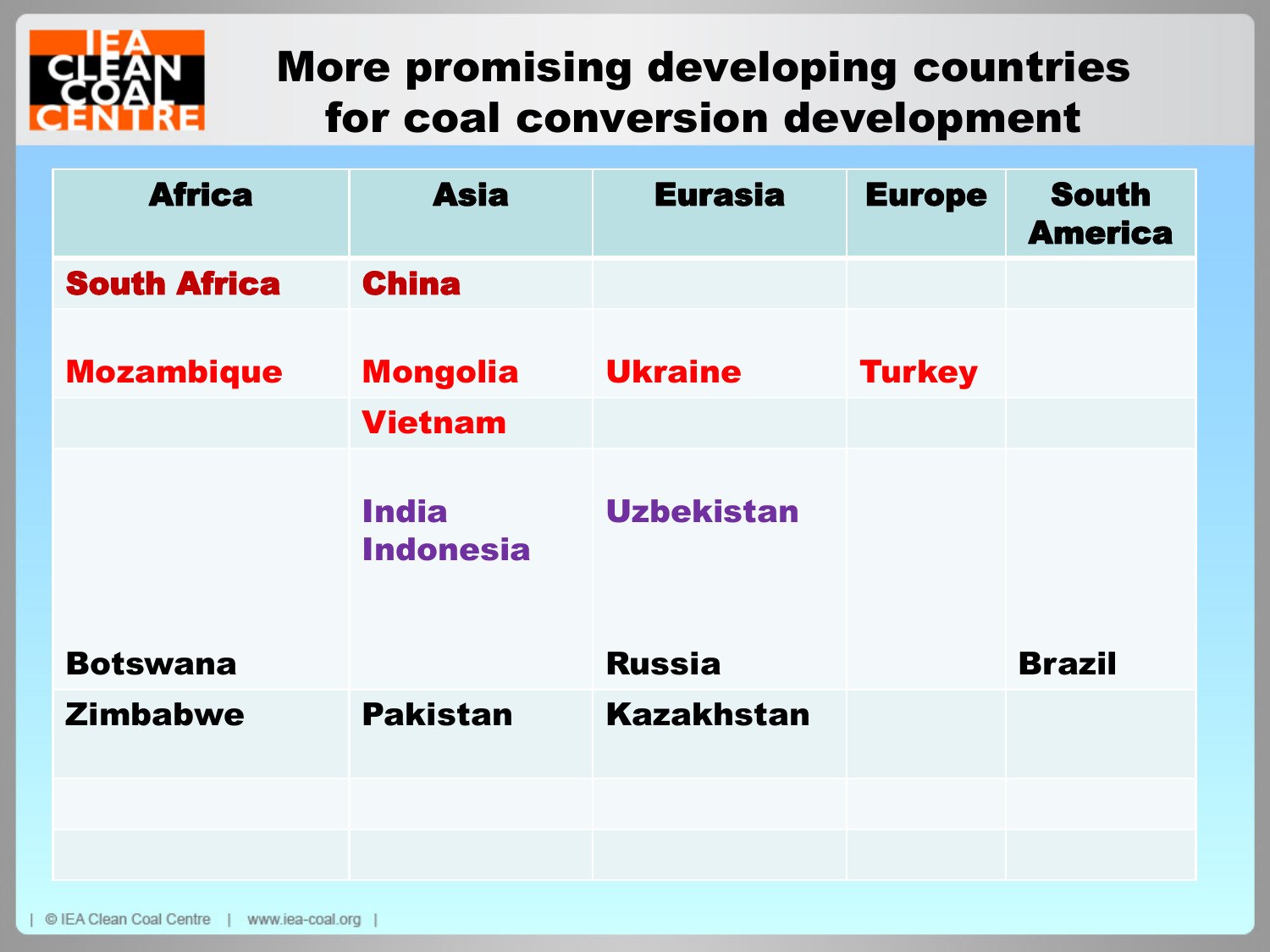# More promising developing countries for coal conversion development

| Africa | Asia | Eurasia | Europe | South America |
|---|---|---|---|---|
| South Africa | China | | | |
| Mozambique | Mongolia | Ukraine | Turkey | |
| | Vietnam | | | |
| | India<br>Indonesia | Uzbekistan | | |
| Botswana | | Russia | | Brazil |
| Zimbabwe | Pakistan | Kazakhstan | | |
| | | | | |
| | | | | |

| © IEA Clean Coal Centre | www.iea-coal.org |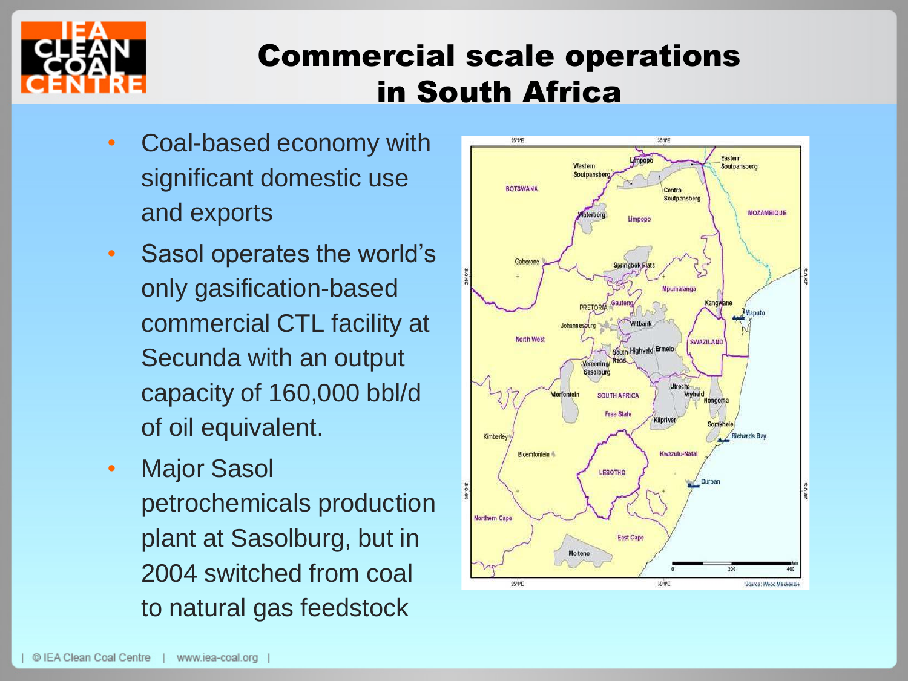# Commercial scale operations in South Africa

- Coal-based economy with significant domestic use and exports
- Sasol operates the world's only gasification-based commercial CTL facility at Secunda with an output capacity of 160,000 bbl/d of oil equivalent.
- Major Sasol petrochemicals production plant at Sasolburg, but in 2004 switched from coal to natural gas feedstock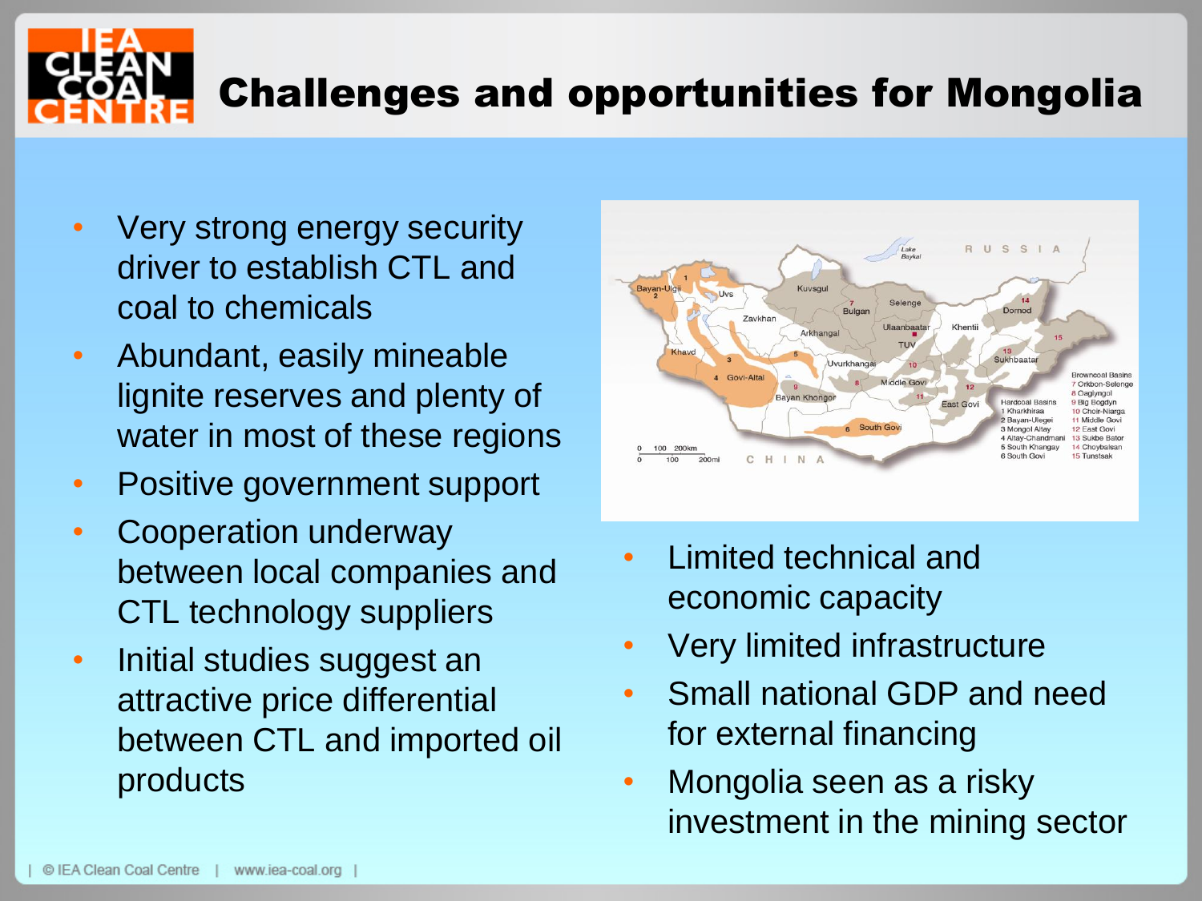# Challenges and opportunities for Mongolia

- Very strong energy security driver to establish CTL and coal to chemicals
- Abundant, easily mineable lignite reserves and plenty of water in most of these regions
- Positive government support
- Cooperation underway between local companies and CTL technology suppliers
- Initial studies suggest an attractive price differential between CTL and imported oil products

- Limited technical and economic capacity
- Very limited infrastructure
- Small national GDP and need for external financing
- Mongolia seen as a risky investment in the mining sector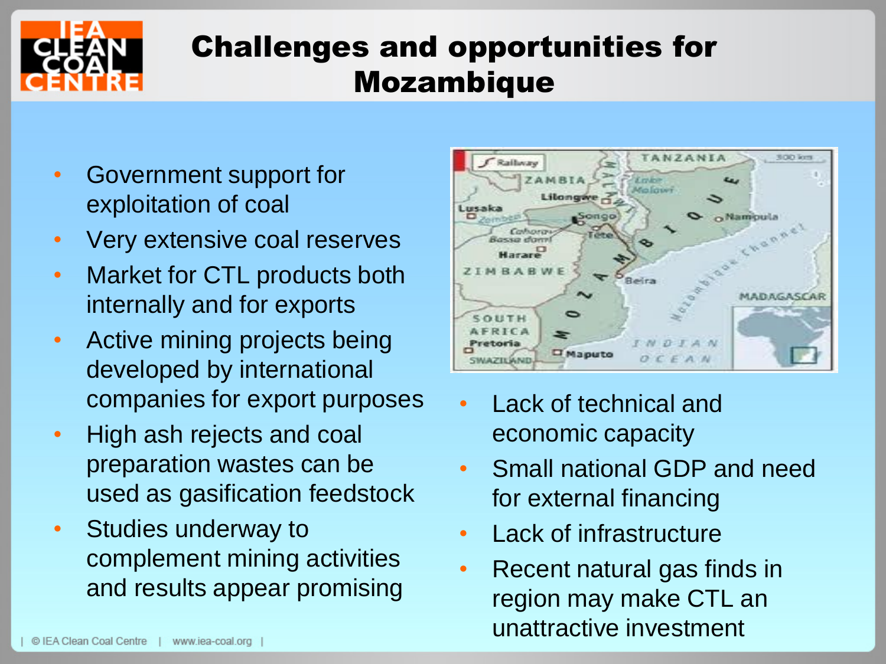# Challenges and opportunities for Mozambique

- Government support for exploitation of coal
- Very extensive coal reserves
- Market for CTL products both internally and for exports
- Active mining projects being developed by international companies for export purposes
- High ash rejects and coal preparation wastes can be used as gasification feedstock
- Studies underway to complement mining activities and results appear promising

- Lack of technical and economic capacity
- Small national GDP and need for external financing
- Lack of infrastructure
- Recent natural gas finds in region may make CTL an unattractive investment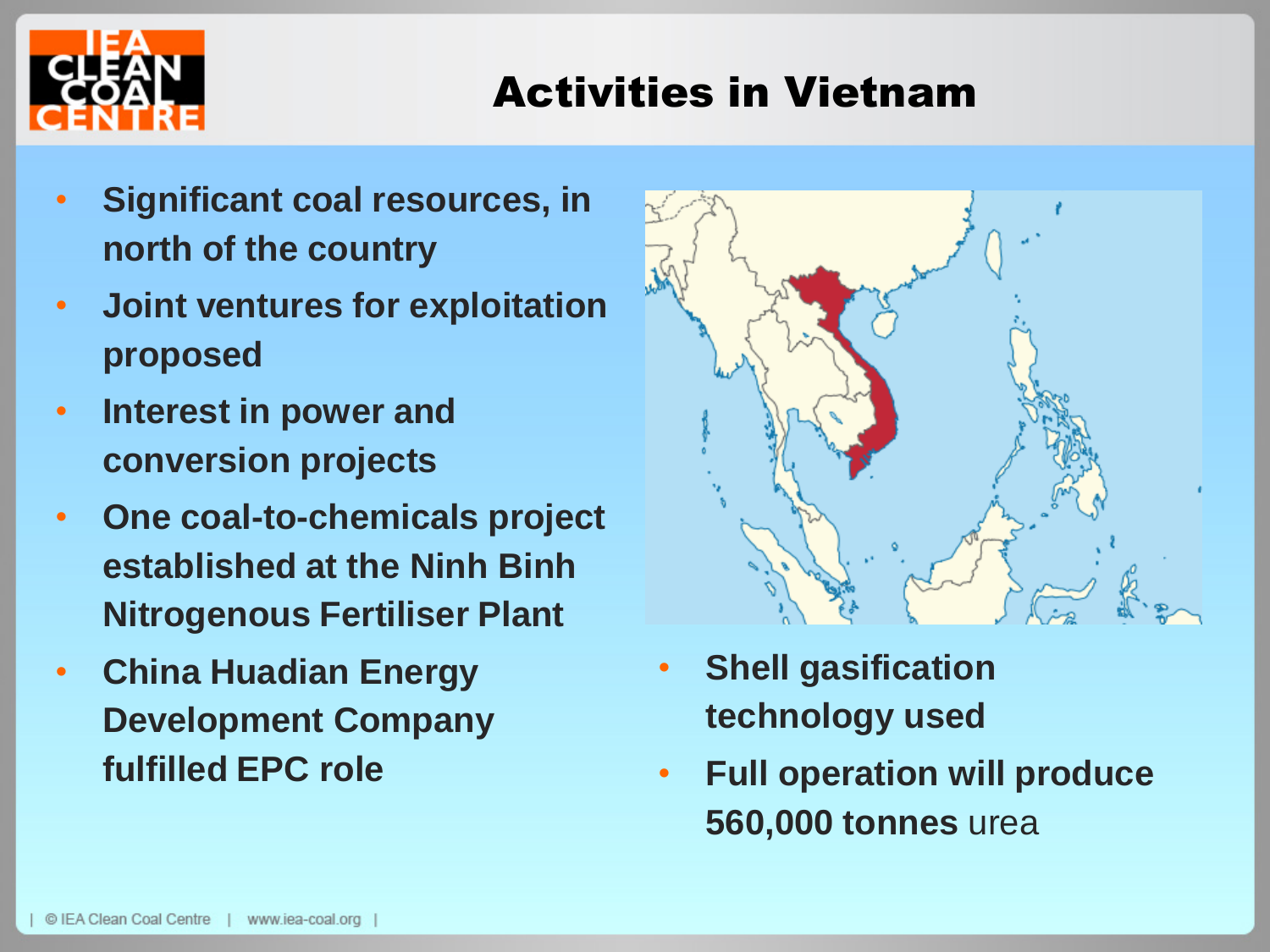# Activities in Vietnam

- **Significant coal resources, in north of the country**
- **Joint ventures for exploitation proposed**
- **Interest in power and conversion projects**
- **One coal-to-chemicals project established at the Ninh Binh Nitrogenous Fertiliser Plant**
- **China Huadian Energy Development Company fulfilled EPC role**
- **Shell gasification technology used**
- **Full operation will produce 560,000 tonnes** urea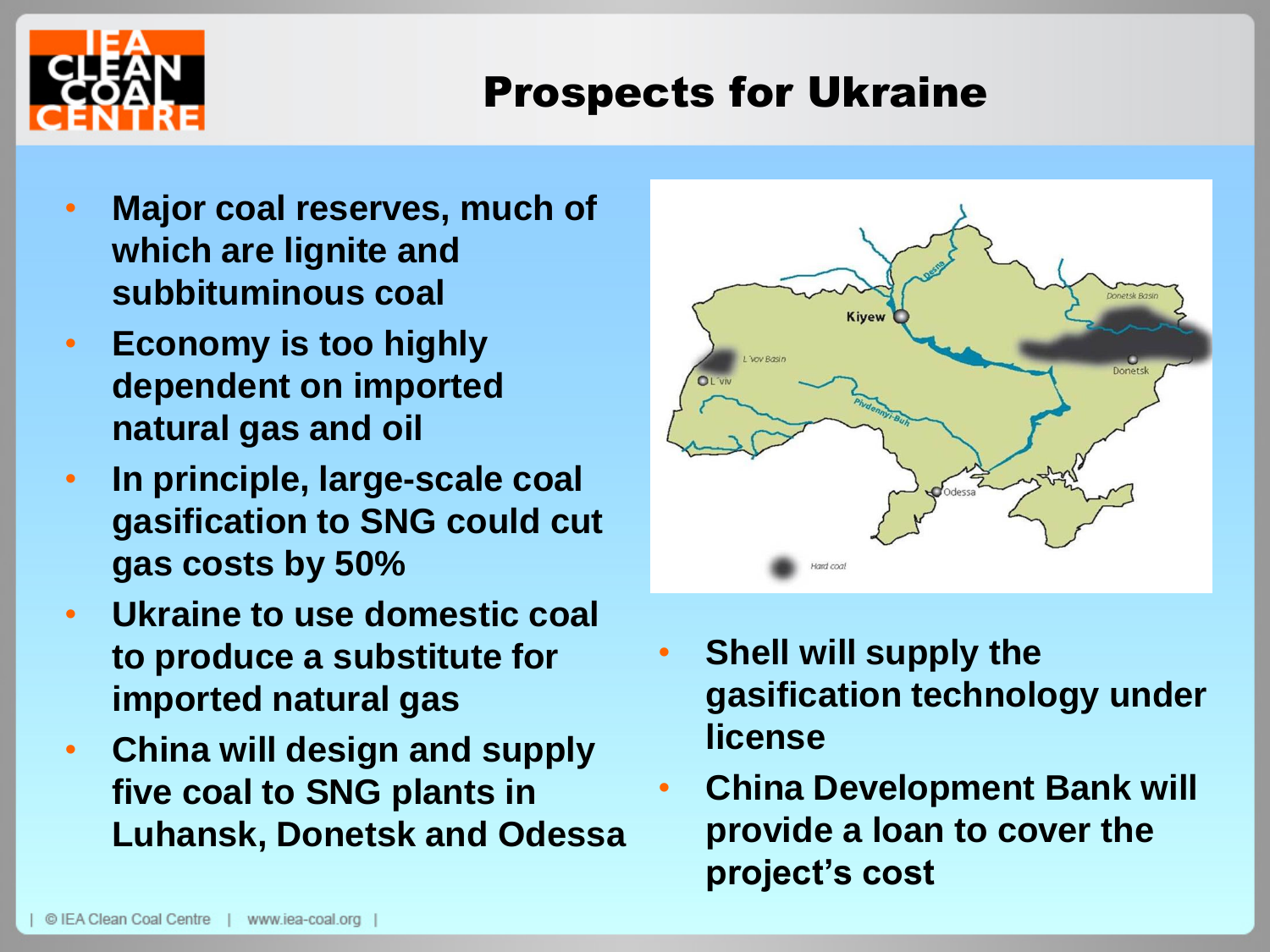# Prospects for Ukraine

- Major coal reserves, much of which are lignite and subbituminous coal
- Economy is too highly dependent on imported natural gas and oil
- In principle, large-scale coal gasification to SNG could cut gas costs by 50%
- Ukraine to use domestic coal to produce a substitute for imported natural gas
- China will design and supply five coal to SNG plants in Luhansk, Donetsk and Odessa
- Shell will supply the gasification technology under license
- China Development Bank will provide a loan to cover the project's cost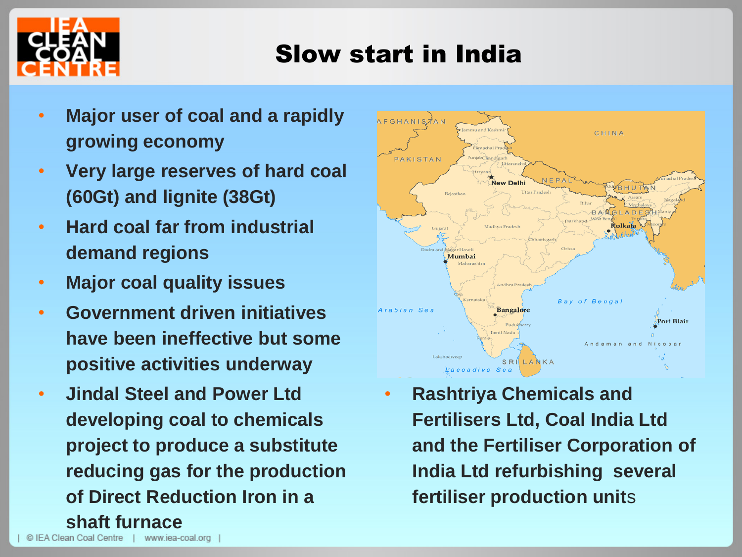# Slow start in India

- Major user of coal and a rapidly growing economy
- Very large reserves of hard coal (60Gt) and lignite (38Gt)
- Hard coal far from industrial demand regions
- Major coal quality issues
- Government driven initiatives have been ineffective but some positive activities underway
- Jindal Steel and Power Ltd developing coal to chemicals project to produce a substitute reducing gas for the production of Direct Reduction Iron in a shaft furnace
- Rashtriya Chemicals and Fertilisers Ltd, Coal India Ltd and the Fertiliser Corporation of India Ltd refurbishing several fertiliser production units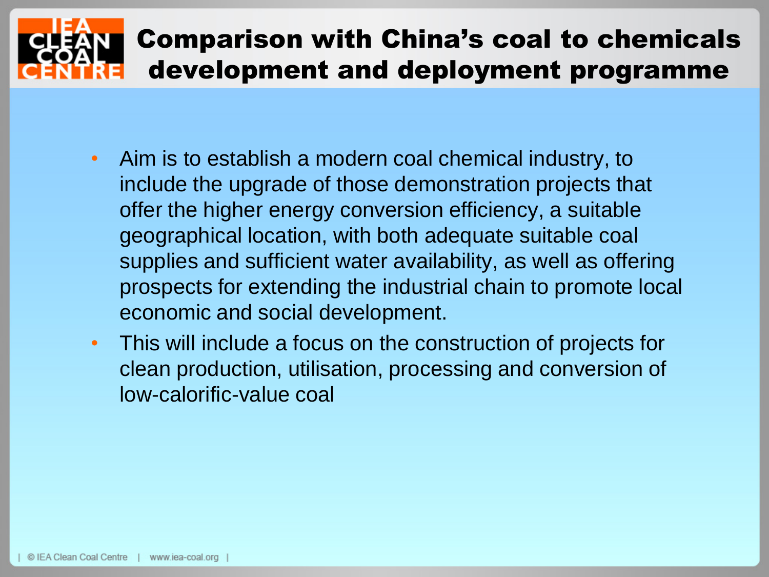# Comparison with China's coal to chemicals development and deployment programme

- Aim is to establish a modern coal chemical industry, to include the upgrade of those demonstration projects that offer the higher energy conversion efficiency, a suitable geographical location, with both adequate suitable coal supplies and sufficient water availability, as well as offering prospects for extending the industrial chain to promote local economic and social development.
- This will include a focus on the construction of projects for clean production, utilisation, processing and conversion of low-calorific-value coal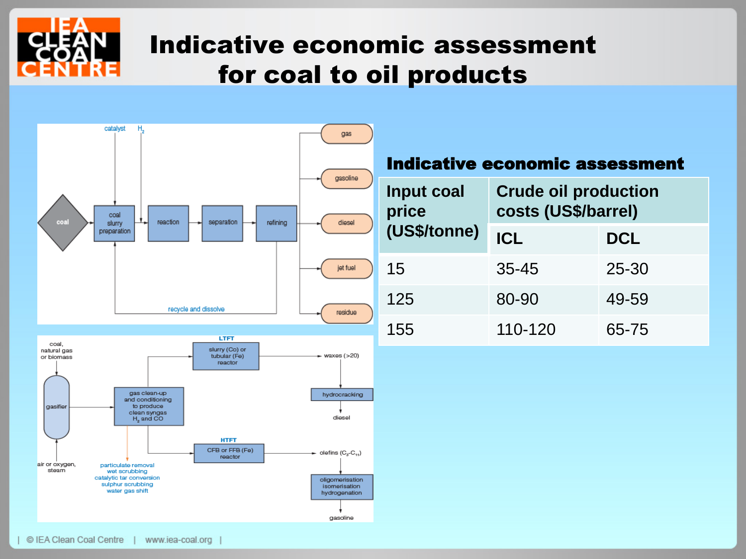# Indicative economic assessment for coal to oil products

## Indicative economic assessment

| Input coal price (US$/tonne) | Crude oil production costs (US$/barrel) | |
|---|---|---|
| | ICL | DCL |
| 15 | 35-45 | 25-30 |
| 125 | 80-90 | 49-59 |
| 155 | 110-120 | 65-75 |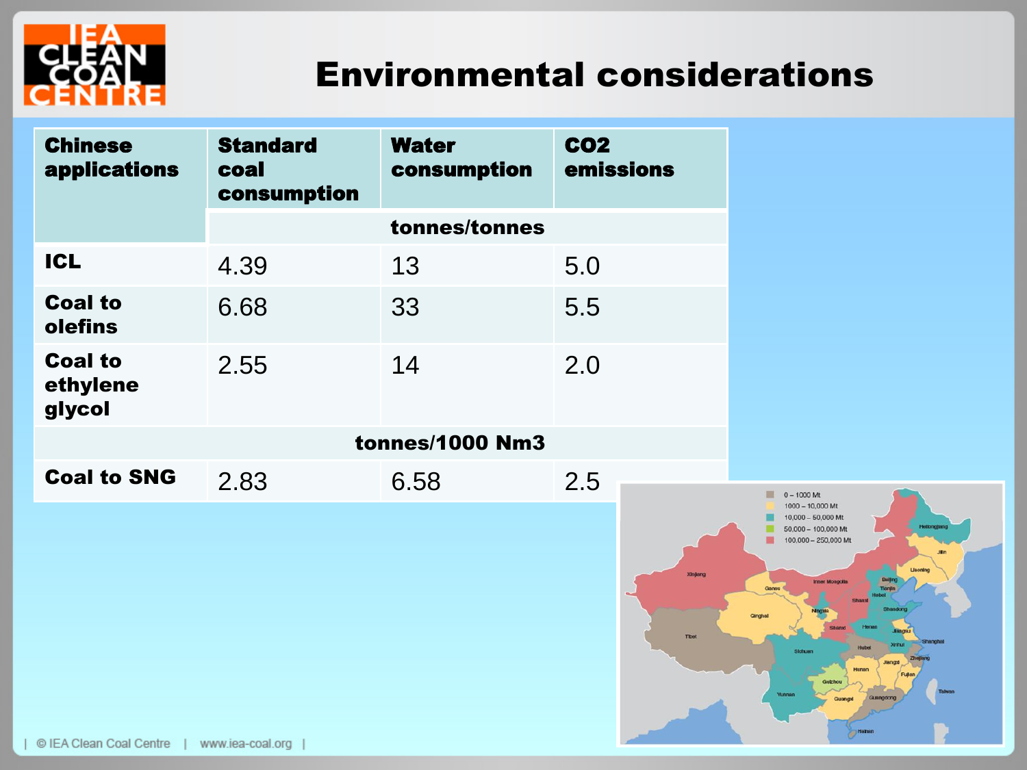# Environmental considerations

| Chinese applications | Standard coal consumption | Water consumption | $CO_2$ emissions |
|---|---|---|---|
| | tonnes/tonnes | | |
| ICL | 4.39 | 13 | 5.0 |
| Coal to olefins | 6.68 | 33 | 5.5 |
| Coal to ethylene glycol | 2.55 | 14 | 2.0 |
| tonnes/1000 Nm3 | | | |
| Coal to SNG | 2.83 | 6.58 | 2.5 |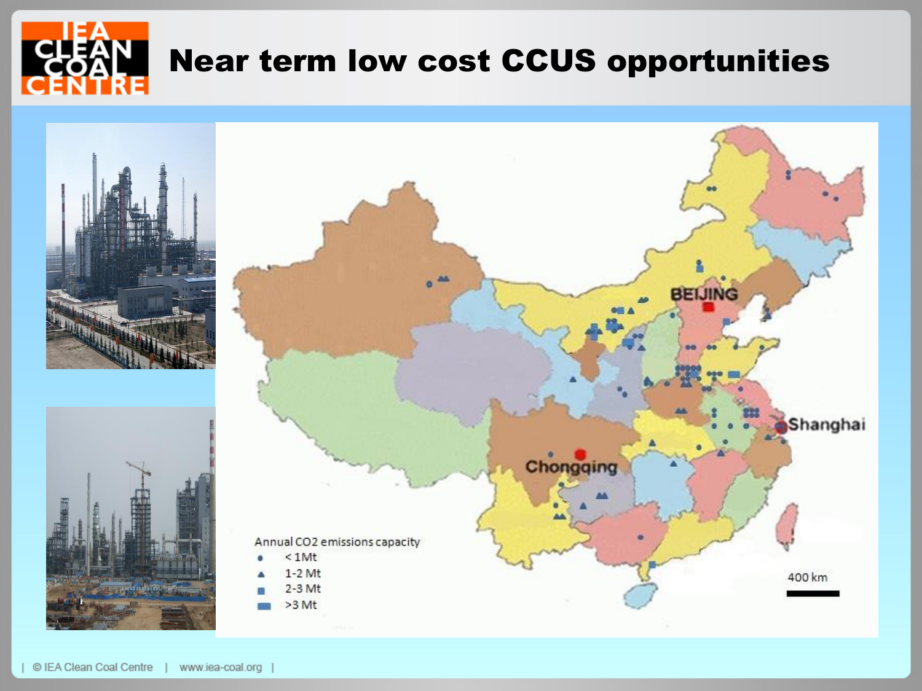# Near term low cost CCUS opportunities

Annual CO2 emissions capacity

- < 1Mt
- 1-2 Mt
- 2-3 Mt
- >3 Mt

BEIJING

Shanghai

Chongqing

400 km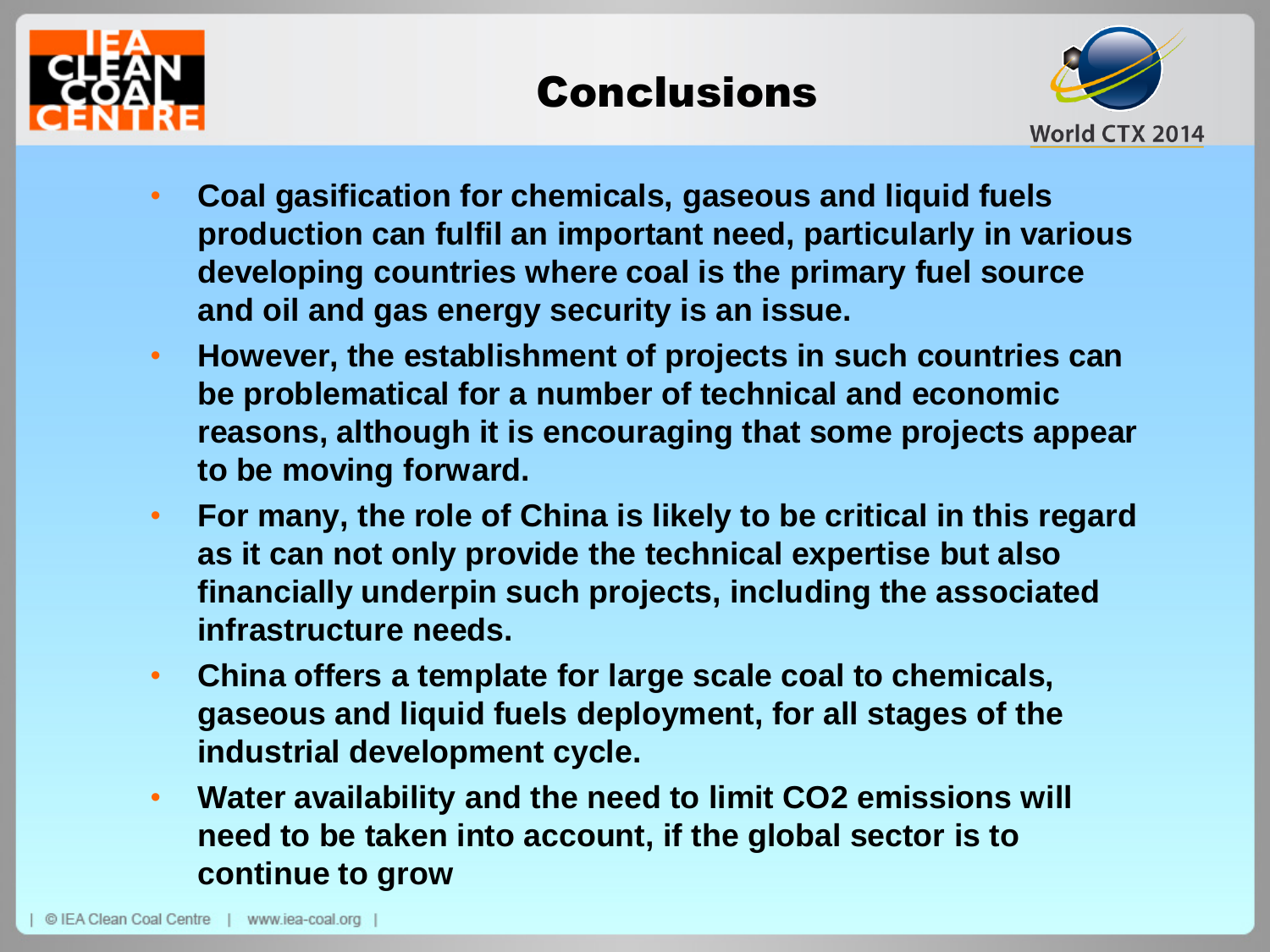# Conclusions

- **Coal gasification for chemicals, gaseous and liquid fuels production can fulfil an important need, particularly in various developing countries where coal is the primary fuel source and oil and gas energy security is an issue.**
- **However, the establishment of projects in such countries can be problematical for a number of technical and economic reasons, although it is encouraging that some projects appear to be moving forward.**
- **For many, the role of China is likely to be critical in this regard as it can not only provide the technical expertise but also financially underpin such projects, including the associated infrastructure needs.**
- **China offers a template for large scale coal to chemicals, gaseous and liquid fuels deployment, for all stages of the industrial development cycle.**
- **Water availability and the need to limit $CO_2$ emissions will need to be taken into account, if the global sector is to continue to grow**